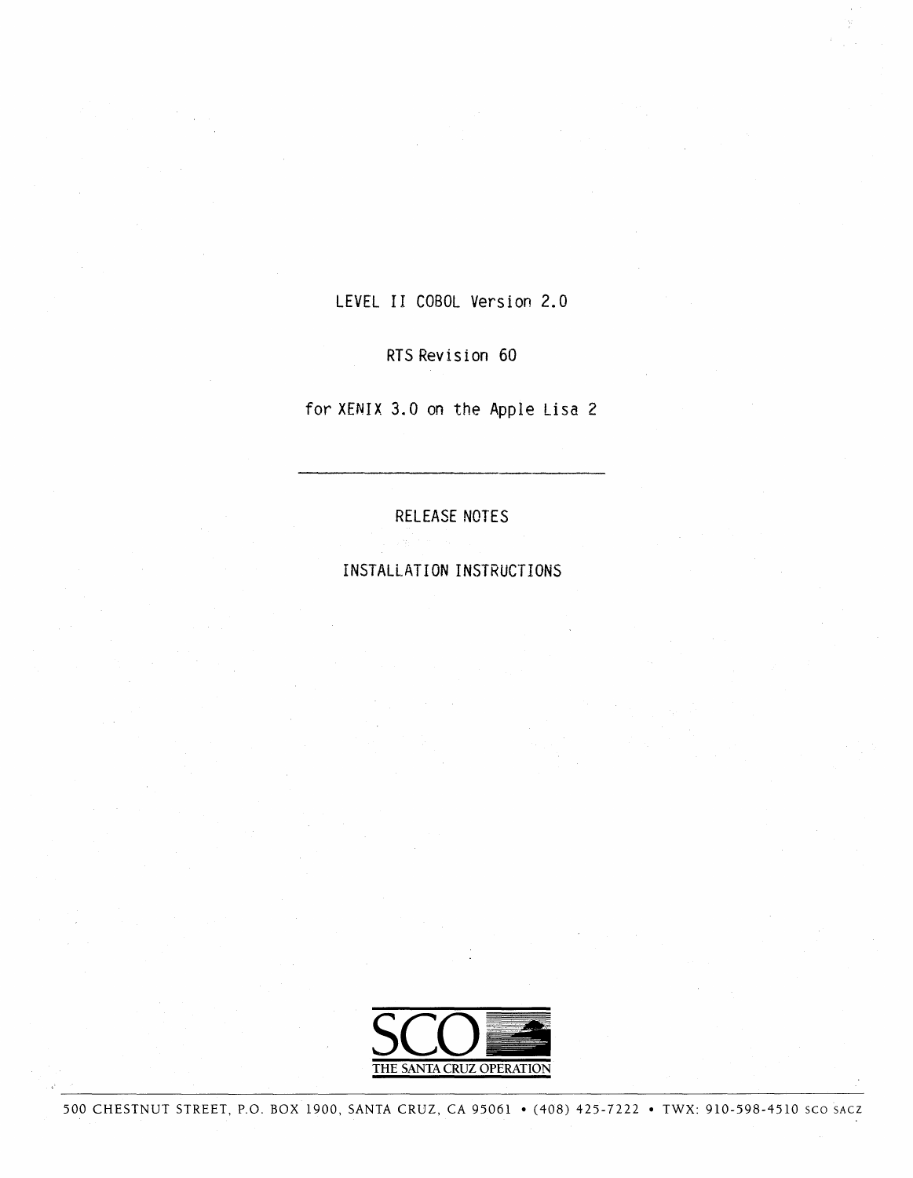LEVEL II COBOL Version 2.0

RTS Revision 60

for XENIX 3.0 on the Apple Lisa 2

---

RELEASE NOTES

INSTALLATION INSTRUCTIONS

SCO

THE SANTA CRUZ OPERATION

500 CHESTNUT STREET, P.O. BOX 1900, SANTA CRUZ, CA 95061 • (408) 425-7222 • TWX: 910-598-4510 SCO SACZ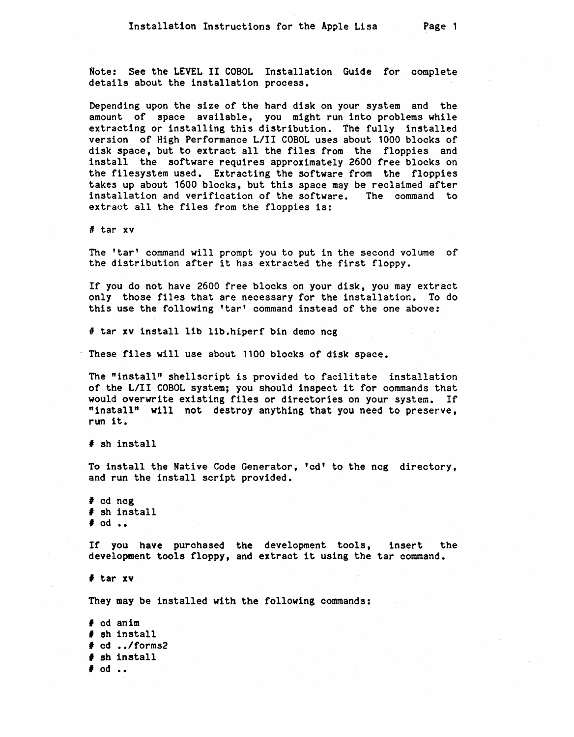Note: See the LEVEL II COBOL Installation Guide for complete details about the installation process.

Depending upon the size of the hard disk on your system and the amount of space available, you might run into problems while extracting or installing this distribution. The fully installed version of High Performance L/II COBOL uses about 1000 blocks of disk space, but to extract all the files from the floppies and install the software requires approximately 2600 free blocks on the filesystem used. Extracting the software from the floppies takes up about 1600 blocks, but this space may be reclaimed after installation and verification of the software. The command to extract all the files from the floppies is:

```
# tar xv
```

The 'tar' command will prompt you to put in the second volume of the distribution after it has extracted the first floppy.

If you do not have 2600 free blocks on your disk, you may extract only those files that are necessary for the installation. To do this use the following 'tar' command instead of the one above:

```
# tar xv install lib lib.hiperf bin demo ncg
```

These files will use about 1100 blocks of disk space.

The "install" shellscript is provided to facilitate installation of the L/II COBOL system; you should inspect it for commands that would overwrite existing files or directories on your system. If "install" will not destroy anything that you need to preserve, run it.

```
# sh install
```

To install the Native Code Generator, 'cd' to the ncg directory, and run the install script provided.

```
# cd ncg
# sh install
# cd ..
```

If you have purchased the development tools, insert the development tools floppy, and extract it using the tar command.

```
# tar xv
```

They may be installed with the following commands:

```
# cd anim
# sh install
# cd ../forms2
# sh install
# cd ..
```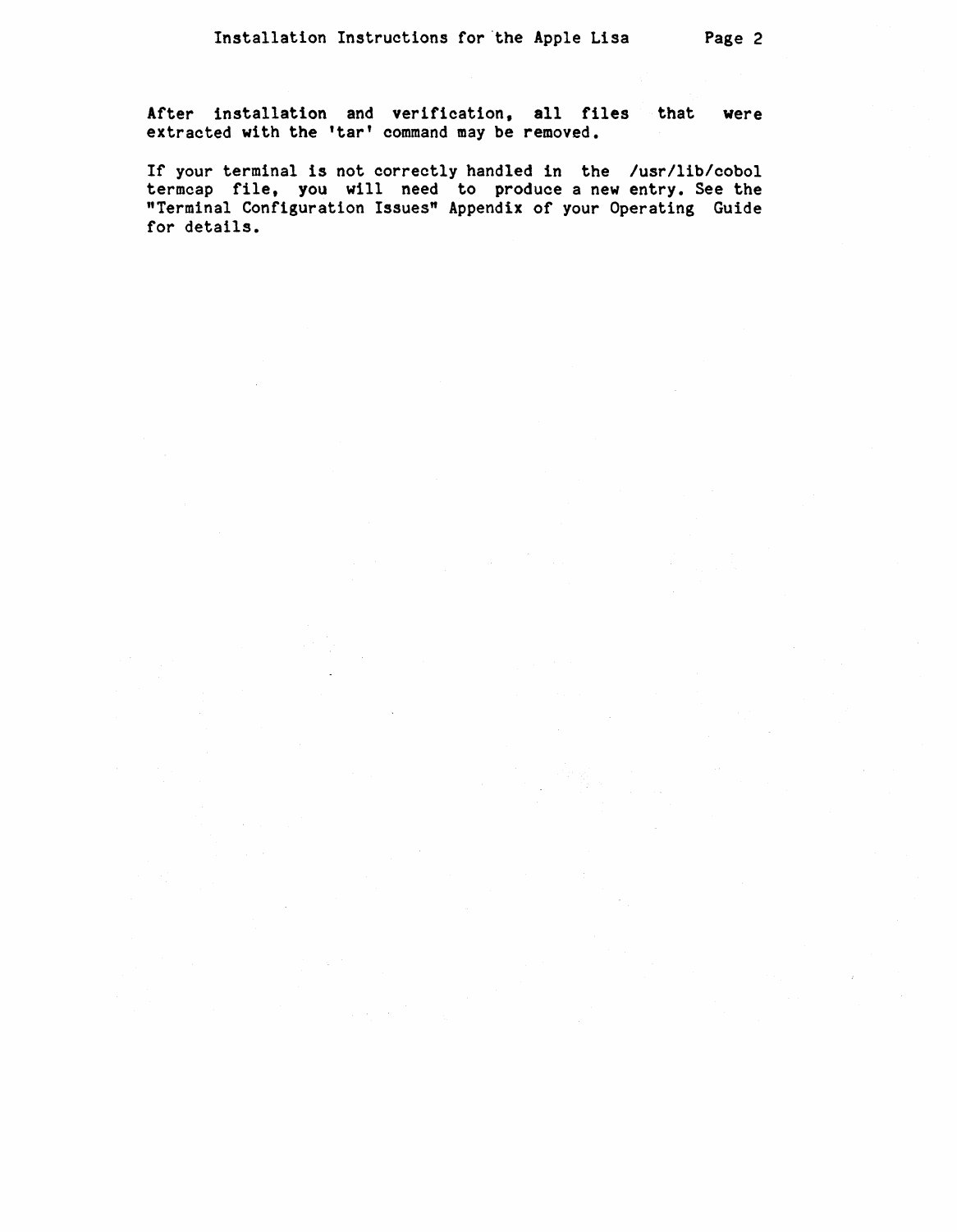After installation and verification, all files that were extracted with the 'tar' command may be removed.

If your terminal is not correctly handled in the /usr/lib/cobol termcap file, you will need to produce a new entry. See the "Terminal Configuration Issues" Appendix of your Operating Guide for details.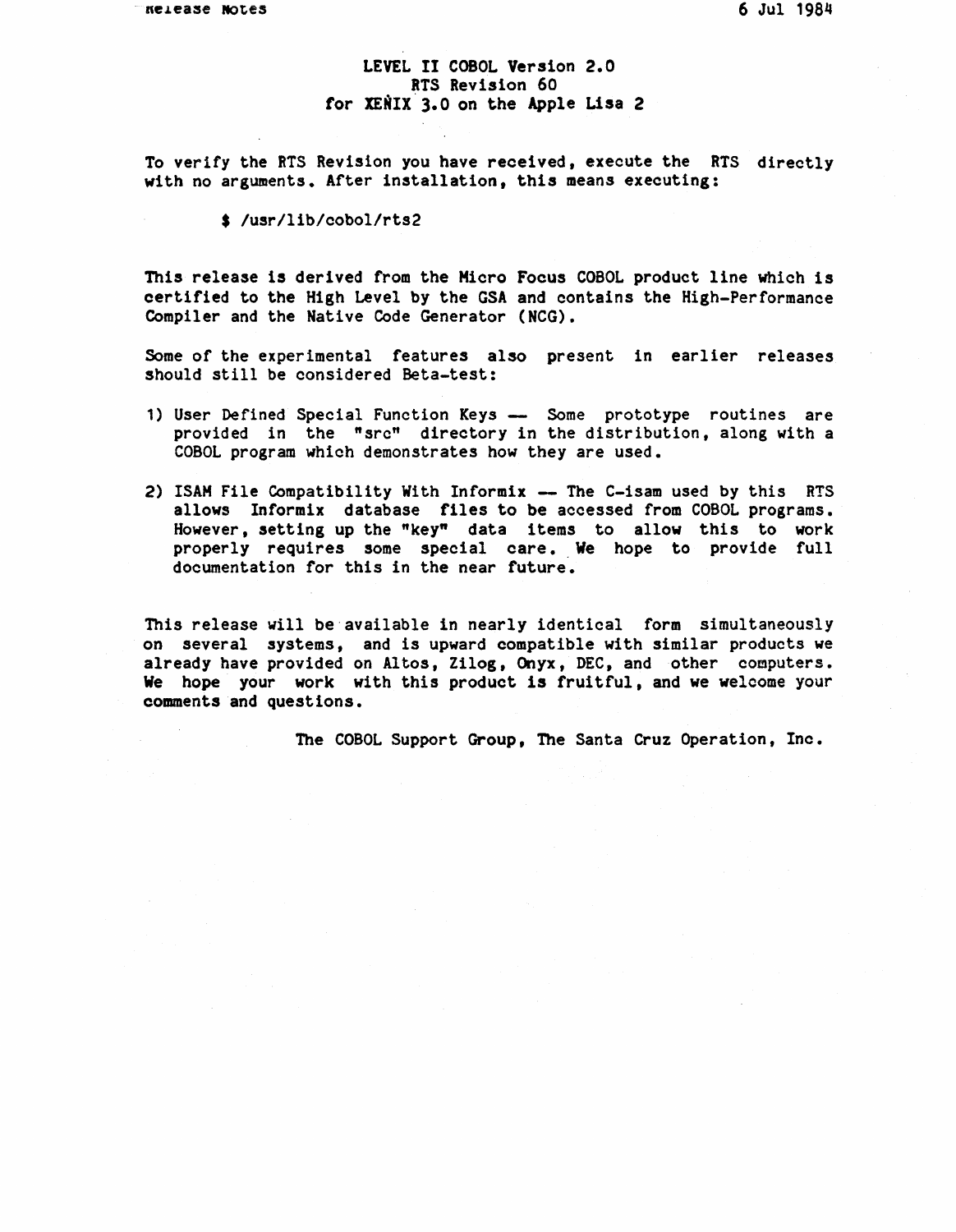# LEVEL II COBOL Version 2.0
## RTS Revision 60
## for XENIX 3.0 on the Apple Lisa 2

To verify the RTS Revision you have received, execute the RTS directly with no arguments. After installation, this means executing:

```
$ /usr/lib/cobol/rts2
```

This release is derived from the Micro Focus COBOL product line which is certified to the High Level by the GSA and contains the High-Performance Compiler and the Native Code Generator (NCG).

Some of the experimental features also present in earlier releases should still be considered Beta-test:

1) User Defined Special Function Keys -- Some prototype routines are provided in the "src" directory in the distribution, along with a COBOL program which demonstrates how they are used.

2) ISAM File Compatibility With Informix -- The C-isam used by this RTS allows Informix database files to be accessed from COBOL programs. However, setting up the "key" data items to allow this to work properly requires some special care. We hope to provide full documentation for this in the near future.

This release will be available in nearly identical form simultaneously on several systems, and is upward compatible with similar products we already have provided on Altos, Zilog, Onyx, DEC, and other computers. We hope your work with this product is fruitful, and we welcome your comments and questions.

The COBOL Support Group, The Santa Cruz Operation, Inc.